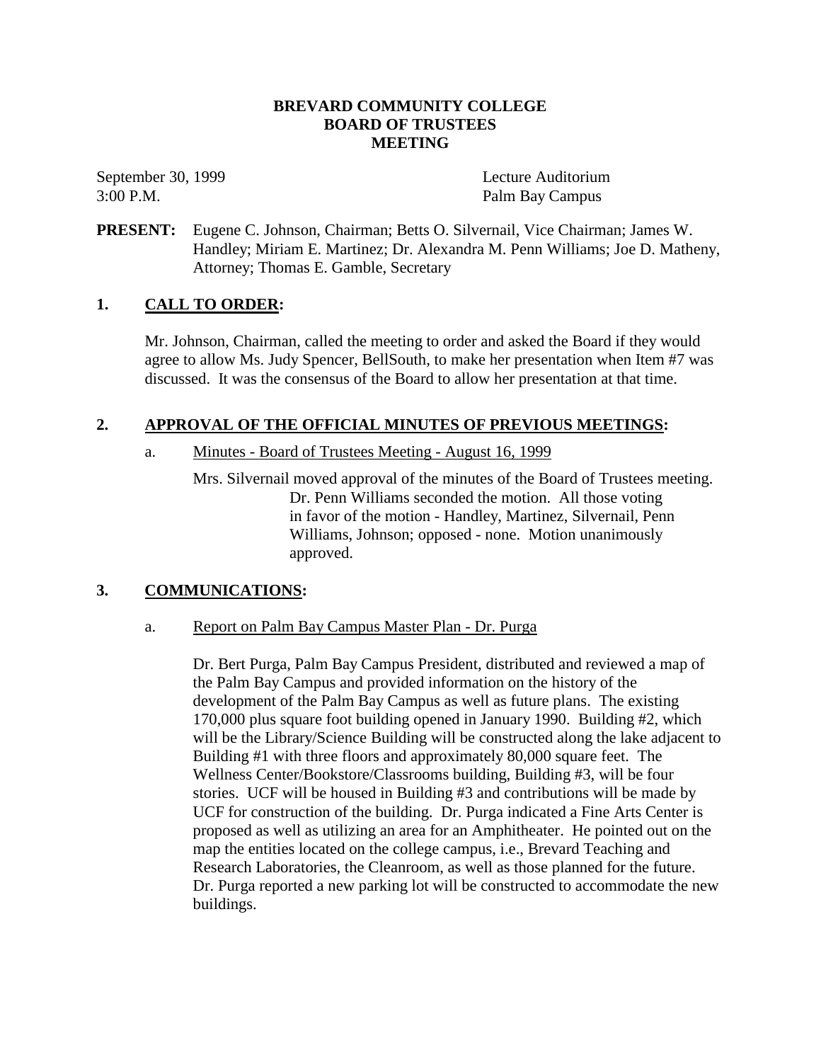**BREVARD COMMUNITY COLLEGE**
**BOARD OF TRUSTEES**
**MEETING**

September 30, 1999 — Lecture Auditorium
3:00 P.M. — Palm Bay Campus

**PRESENT:** Eugene C. Johnson, Chairman; Betts O. Silvernail, Vice Chairman; James W. Handley; Miriam E. Martinez; Dr. Alexandra M. Penn Williams; Joe D. Matheny, Attorney; Thomas E. Gamble, Secretary

## 1. CALL TO ORDER:

Mr. Johnson, Chairman, called the meeting to order and asked the Board if they would agree to allow Ms. Judy Spencer, BellSouth, to make her presentation when Item #7 was discussed. It was the consensus of the Board to allow her presentation at that time.

## 2. APPROVAL OF THE OFFICIAL MINUTES OF PREVIOUS MEETINGS:

a. Minutes - Board of Trustees Meeting - August 16, 1999

Mrs. Silvernail moved approval of the minutes of the Board of Trustees meeting. Dr. Penn Williams seconded the motion. All those voting in favor of the motion - Handley, Martinez, Silvernail, Penn Williams, Johnson; opposed - none. Motion unanimously approved.

## 3. COMMUNICATIONS:

a. Report on Palm Bay Campus Master Plan - Dr. Purga

Dr. Bert Purga, Palm Bay Campus President, distributed and reviewed a map of the Palm Bay Campus and provided information on the history of the development of the Palm Bay Campus as well as future plans. The existing 170,000 plus square foot building opened in January 1990. Building #2, which will be the Library/Science Building will be constructed along the lake adjacent to Building #1 with three floors and approximately 80,000 square feet. The Wellness Center/Bookstore/Classrooms building, Building #3, will be four stories. UCF will be housed in Building #3 and contributions will be made by UCF for construction of the building. Dr. Purga indicated a Fine Arts Center is proposed as well as utilizing an area for an Amphitheater. He pointed out on the map the entities located on the college campus, i.e., Brevard Teaching and Research Laboratories, the Cleanroom, as well as those planned for the future. Dr. Purga reported a new parking lot will be constructed to accommodate the new buildings.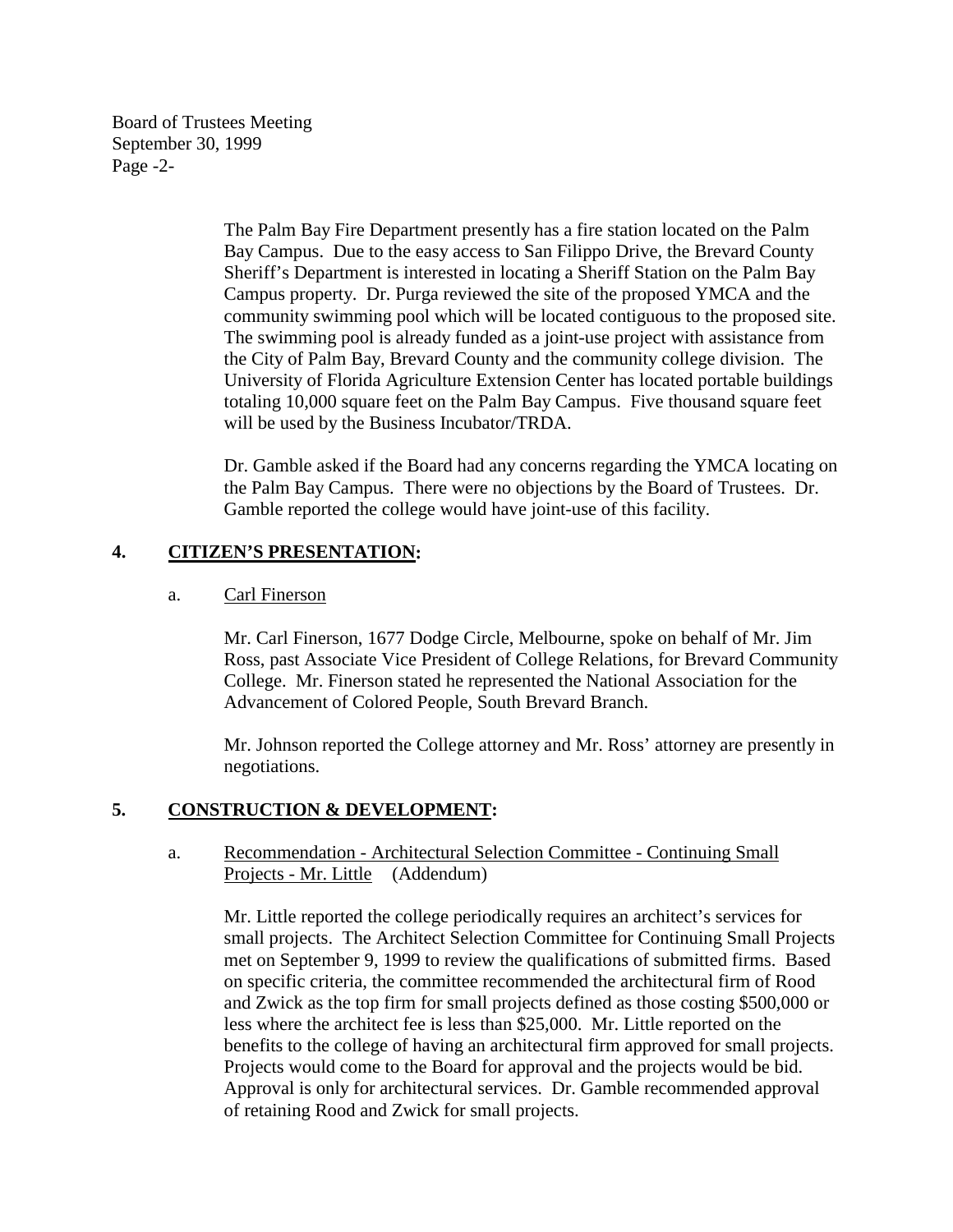The Palm Bay Fire Department presently has a fire station located on the Palm Bay Campus. Due to the easy access to San Filippo Drive, the Brevard County Sheriff's Department is interested in locating a Sheriff Station on the Palm Bay Campus property. Dr. Purga reviewed the site of the proposed YMCA and the community swimming pool which will be located contiguous to the proposed site. The swimming pool is already funded as a joint-use project with assistance from the City of Palm Bay, Brevard County and the community college division. The University of Florida Agriculture Extension Center has located portable buildings totaling 10,000 square feet on the Palm Bay Campus. Five thousand square feet will be used by the Business Incubator/TRDA.

Dr. Gamble asked if the Board had any concerns regarding the YMCA locating on the Palm Bay Campus. There were no objections by the Board of Trustees. Dr. Gamble reported the college would have joint-use of this facility.

## 4. CITIZEN'S PRESENTATION:

a. Carl Finerson

Mr. Carl Finerson, 1677 Dodge Circle, Melbourne, spoke on behalf of Mr. Jim Ross, past Associate Vice President of College Relations, for Brevard Community College. Mr. Finerson stated he represented the National Association for the Advancement of Colored People, South Brevard Branch.

Mr. Johnson reported the College attorney and Mr. Ross' attorney are presently in negotiations.

## 5. CONSTRUCTION & DEVELOPMENT:

a. Recommendation - Architectural Selection Committee - Continuing Small Projects - Mr. Little (Addendum)

Mr. Little reported the college periodically requires an architect's services for small projects. The Architect Selection Committee for Continuing Small Projects met on September 9, 1999 to review the qualifications of submitted firms. Based on specific criteria, the committee recommended the architectural firm of Rood and Zwick as the top firm for small projects defined as those costing $500,000 or less where the architect fee is less than $25,000. Mr. Little reported on the benefits to the college of having an architectural firm approved for small projects. Projects would come to the Board for approval and the projects would be bid. Approval is only for architectural services. Dr. Gamble recommended approval of retaining Rood and Zwick for small projects.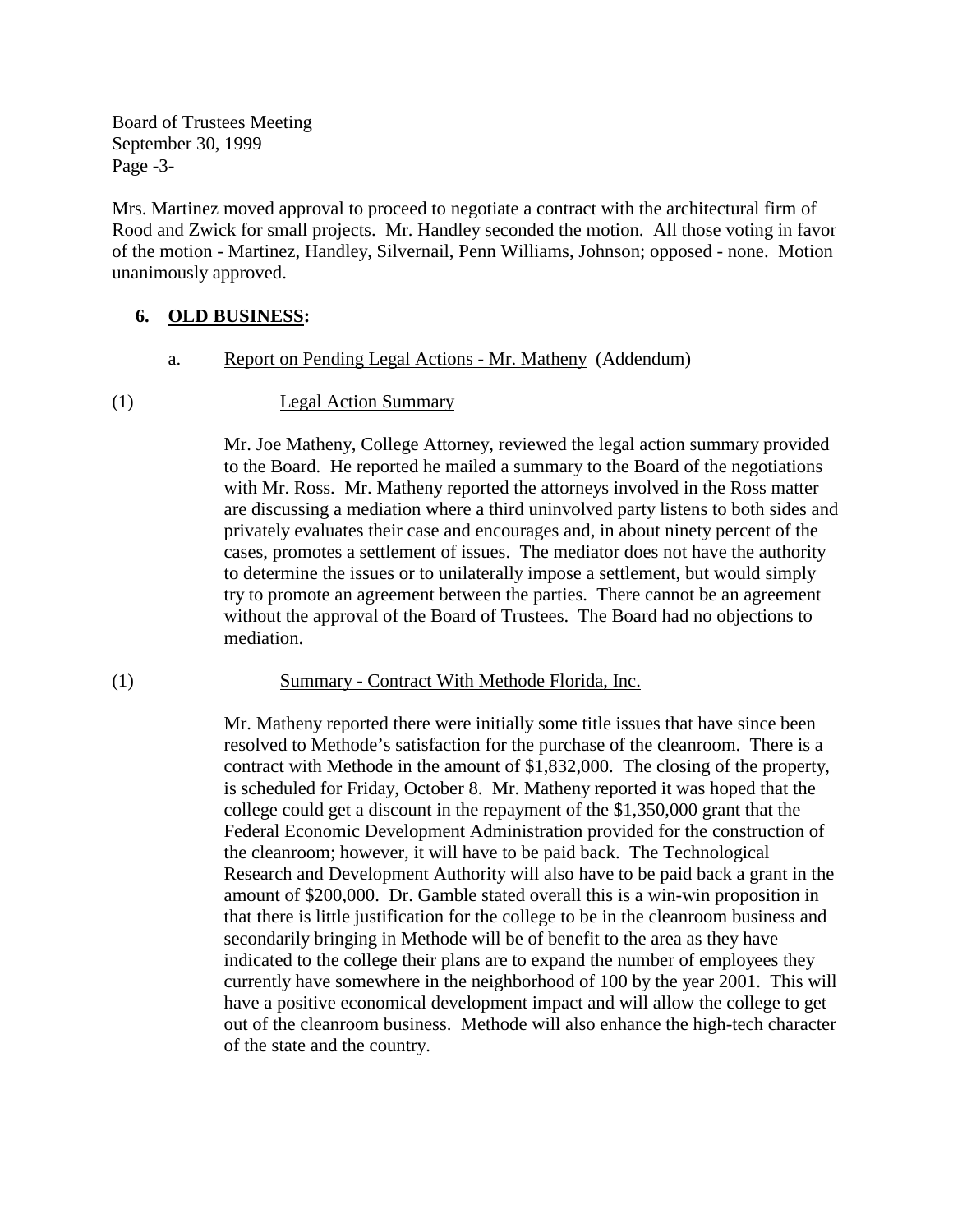Mrs. Martinez moved approval to proceed to negotiate a contract with the architectural firm of Rood and Zwick for small projects. Mr. Handley seconded the motion. All those voting in favor of the motion - Martinez, Handley, Silvernail, Penn Williams, Johnson; opposed - none. Motion unanimously approved.

## 6. **OLD BUSINESS:**

a. Report on Pending Legal Actions - Mr. Matheny (Addendum)

(1) Legal Action Summary

Mr. Joe Matheny, College Attorney, reviewed the legal action summary provided to the Board. He reported he mailed a summary to the Board of the negotiations with Mr. Ross. Mr. Matheny reported the attorneys involved in the Ross matter are discussing a mediation where a third uninvolved party listens to both sides and privately evaluates their case and encourages and, in about ninety percent of the cases, promotes a settlement of issues. The mediator does not have the authority to determine the issues or to unilaterally impose a settlement, but would simply try to promote an agreement between the parties. There cannot be an agreement without the approval of the Board of Trustees. The Board had no objections to mediation.

(1) Summary - Contract With Methode Florida, Inc.

Mr. Matheny reported there were initially some title issues that have since been resolved to Methode's satisfaction for the purchase of the cleanroom. There is a contract with Methode in the amount of $1,832,000. The closing of the property, is scheduled for Friday, October 8. Mr. Matheny reported it was hoped that the college could get a discount in the repayment of the $1,350,000 grant that the Federal Economic Development Administration provided for the construction of the cleanroom; however, it will have to be paid back. The Technological Research and Development Authority will also have to be paid back a grant in the amount of $200,000. Dr. Gamble stated overall this is a win-win proposition in that there is little justification for the college to be in the cleanroom business and secondarily bringing in Methode will be of benefit to the area as they have indicated to the college their plans are to expand the number of employees they currently have somewhere in the neighborhood of 100 by the year 2001. This will have a positive economical development impact and will allow the college to get out of the cleanroom business. Methode will also enhance the high-tech character of the state and the country.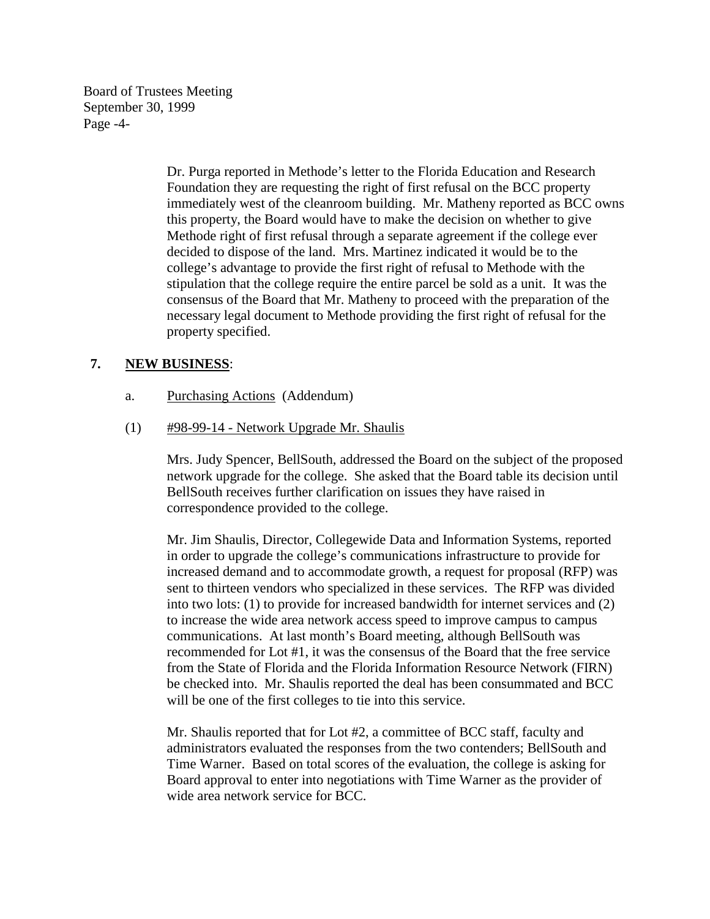Dr. Purga reported in Methode's letter to the Florida Education and Research Foundation they are requesting the right of first refusal on the BCC property immediately west of the cleanroom building. Mr. Matheny reported as BCC owns this property, the Board would have to make the decision on whether to give Methode right of first refusal through a separate agreement if the college ever decided to dispose of the land. Mrs. Martinez indicated it would be to the college's advantage to provide the first right of refusal to Methode with the stipulation that the college require the entire parcel be sold as a unit. It was the consensus of the Board that Mr. Matheny to proceed with the preparation of the necessary legal document to Methode providing the first right of refusal for the property specified.

**7. NEW BUSINESS:**

a. Purchasing Actions (Addendum)

(1) #98-99-14 - Network Upgrade Mr. Shaulis

Mrs. Judy Spencer, BellSouth, addressed the Board on the subject of the proposed network upgrade for the college. She asked that the Board table its decision until BellSouth receives further clarification on issues they have raised in correspondence provided to the college.

Mr. Jim Shaulis, Director, Collegewide Data and Information Systems, reported in order to upgrade the college's communications infrastructure to provide for increased demand and to accommodate growth, a request for proposal (RFP) was sent to thirteen vendors who specialized in these services. The RFP was divided into two lots: (1) to provide for increased bandwidth for internet services and (2) to increase the wide area network access speed to improve campus to campus communications. At last month's Board meeting, although BellSouth was recommended for Lot #1, it was the consensus of the Board that the free service from the State of Florida and the Florida Information Resource Network (FIRN) be checked into. Mr. Shaulis reported the deal has been consummated and BCC will be one of the first colleges to tie into this service.

Mr. Shaulis reported that for Lot #2, a committee of BCC staff, faculty and administrators evaluated the responses from the two contenders; BellSouth and Time Warner. Based on total scores of the evaluation, the college is asking for Board approval to enter into negotiations with Time Warner as the provider of wide area network service for BCC.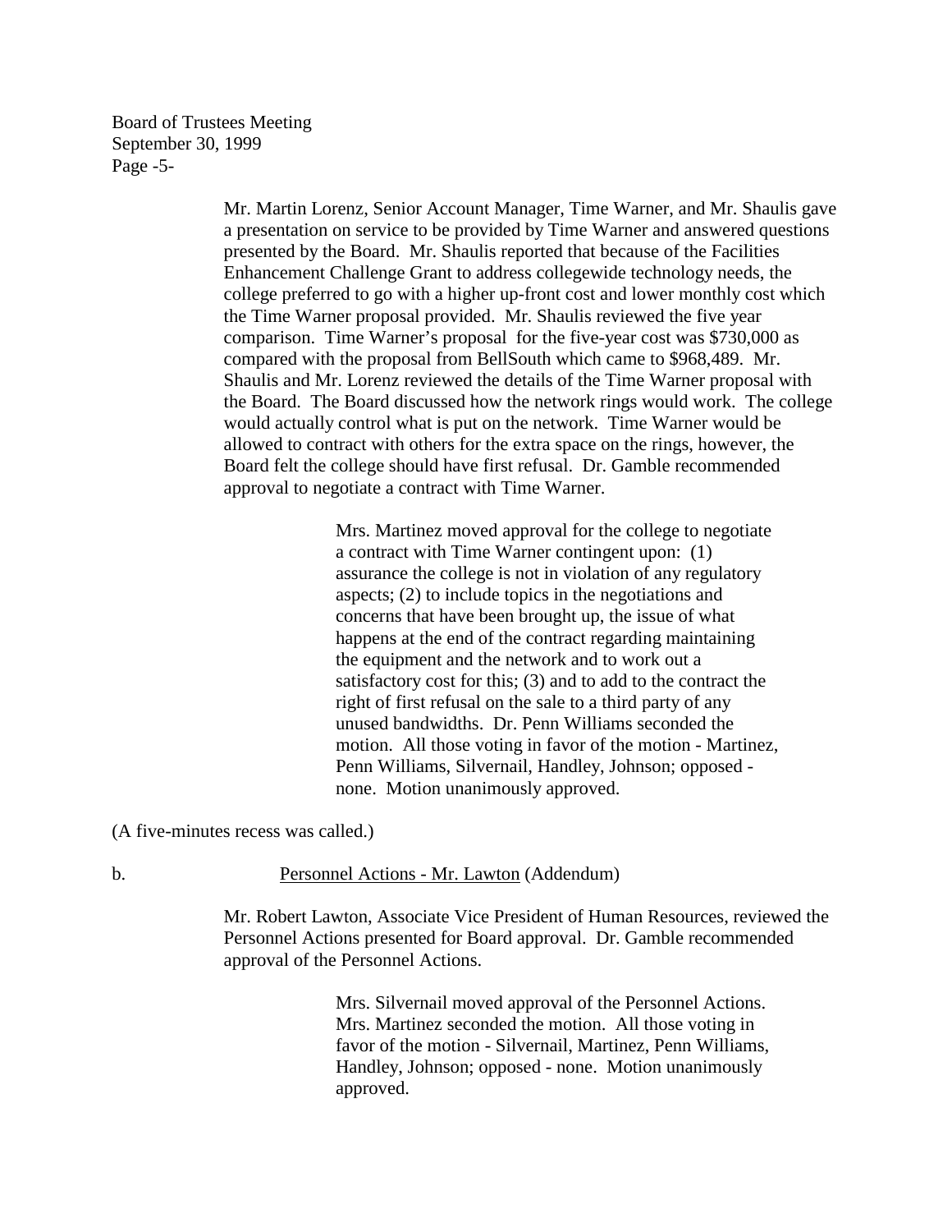Mr. Martin Lorenz, Senior Account Manager, Time Warner, and Mr. Shaulis gave a presentation on service to be provided by Time Warner and answered questions presented by the Board. Mr. Shaulis reported that because of the Facilities Enhancement Challenge Grant to address collegewide technology needs, the college preferred to go with a higher up-front cost and lower monthly cost which the Time Warner proposal provided. Mr. Shaulis reviewed the five year comparison. Time Warner's proposal for the five-year cost was $730,000 as compared with the proposal from BellSouth which came to $968,489. Mr. Shaulis and Mr. Lorenz reviewed the details of the Time Warner proposal with the Board. The Board discussed how the network rings would work. The college would actually control what is put on the network. Time Warner would be allowed to contract with others for the extra space on the rings, however, the Board felt the college should have first refusal. Dr. Gamble recommended approval to negotiate a contract with Time Warner.

> Mrs. Martinez moved approval for the college to negotiate a contract with Time Warner contingent upon: (1) assurance the college is not in violation of any regulatory aspects; (2) to include topics in the negotiations and concerns that have been brought up, the issue of what happens at the end of the contract regarding maintaining the equipment and the network and to work out a satisfactory cost for this; (3) and to add to the contract the right of first refusal on the sale to a third party of any unused bandwidths. Dr. Penn Williams seconded the motion. All those voting in favor of the motion - Martinez, Penn Williams, Silvernail, Handley, Johnson; opposed - none. Motion unanimously approved.

(A five-minutes recess was called.)

b. Personnel Actions - Mr. Lawton (Addendum)

Mr. Robert Lawton, Associate Vice President of Human Resources, reviewed the Personnel Actions presented for Board approval. Dr. Gamble recommended approval of the Personnel Actions.

> Mrs. Silvernail moved approval of the Personnel Actions. Mrs. Martinez seconded the motion. All those voting in favor of the motion - Silvernail, Martinez, Penn Williams, Handley, Johnson; opposed - none. Motion unanimously approved.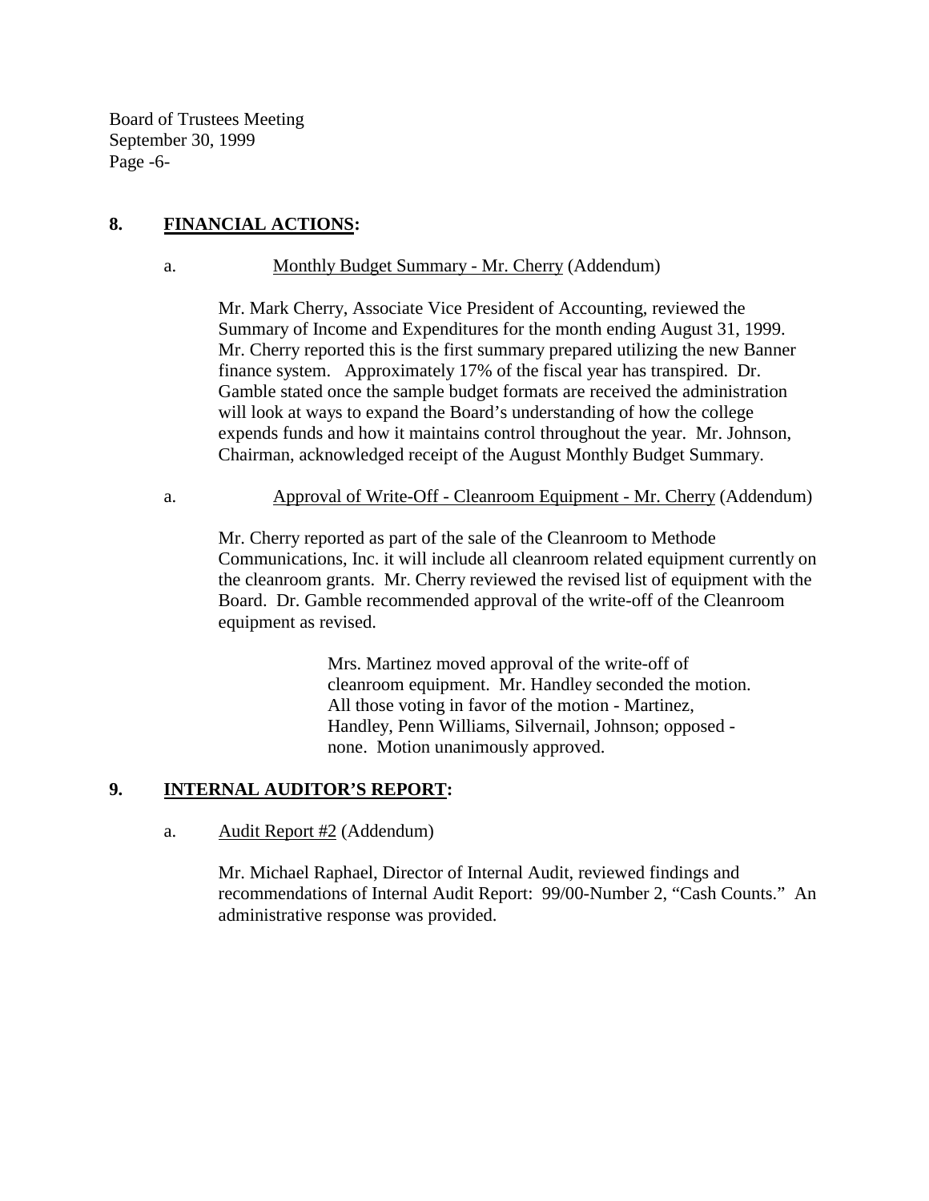## 8. **FINANCIAL ACTIONS:**

a. Monthly Budget Summary - Mr. Cherry (Addendum)

Mr. Mark Cherry, Associate Vice President of Accounting, reviewed the Summary of Income and Expenditures for the month ending August 31, 1999. Mr. Cherry reported this is the first summary prepared utilizing the new Banner finance system. Approximately 17% of the fiscal year has transpired. Dr. Gamble stated once the sample budget formats are received the administration will look at ways to expand the Board's understanding of how the college expends funds and how it maintains control throughout the year. Mr. Johnson, Chairman, acknowledged receipt of the August Monthly Budget Summary.

a. Approval of Write-Off - Cleanroom Equipment - Mr. Cherry (Addendum)

Mr. Cherry reported as part of the sale of the Cleanroom to Methode Communications, Inc. it will include all cleanroom related equipment currently on the cleanroom grants. Mr. Cherry reviewed the revised list of equipment with the Board. Dr. Gamble recommended approval of the write-off of the Cleanroom equipment as revised.

> Mrs. Martinez moved approval of the write-off of cleanroom equipment. Mr. Handley seconded the motion. All those voting in favor of the motion - Martinez, Handley, Penn Williams, Silvernail, Johnson; opposed - none. Motion unanimously approved.

## 9. **INTERNAL AUDITOR'S REPORT:**

a. Audit Report #2 (Addendum)

Mr. Michael Raphael, Director of Internal Audit, reviewed findings and recommendations of Internal Audit Report: 99/00-Number 2, "Cash Counts." An administrative response was provided.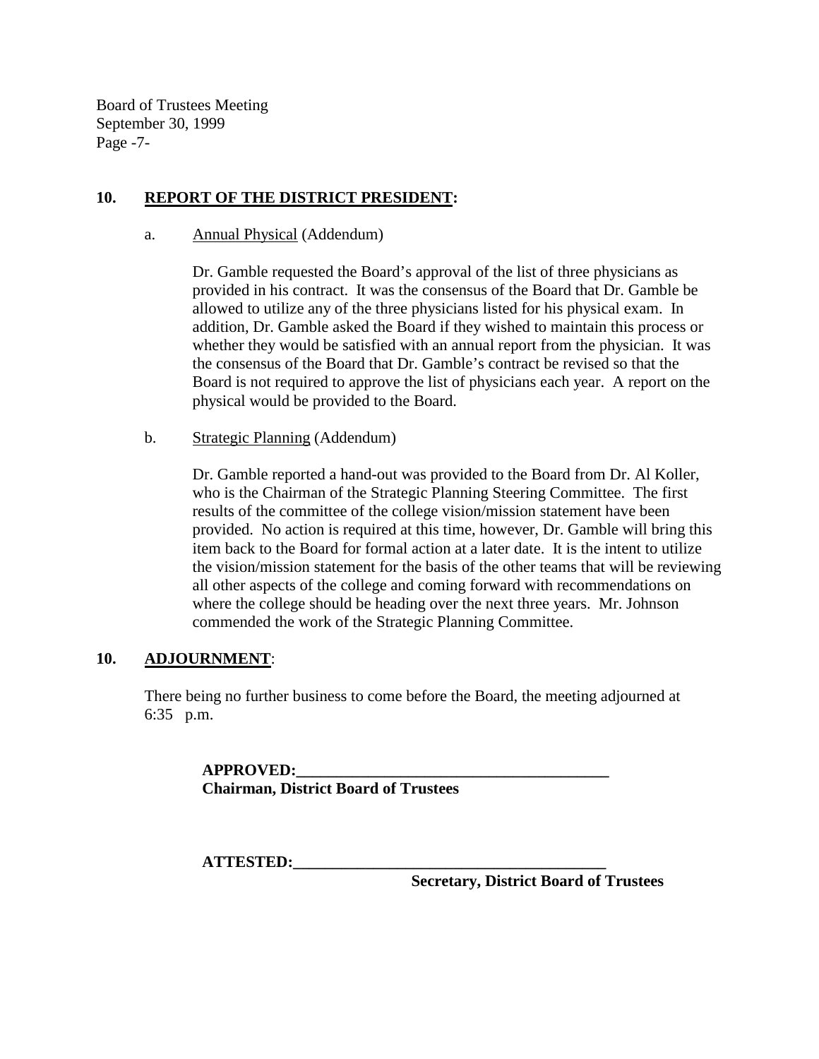## 10. REPORT OF THE DISTRICT PRESIDENT:

a. Annual Physical (Addendum)

Dr. Gamble requested the Board's approval of the list of three physicians as provided in his contract. It was the consensus of the Board that Dr. Gamble be allowed to utilize any of the three physicians listed for his physical exam. In addition, Dr. Gamble asked the Board if they wished to maintain this process or whether they would be satisfied with an annual report from the physician. It was the consensus of the Board that Dr. Gamble's contract be revised so that the Board is not required to approve the list of physicians each year. A report on the physical would be provided to the Board.

b. Strategic Planning (Addendum)

Dr. Gamble reported a hand-out was provided to the Board from Dr. Al Koller, who is the Chairman of the Strategic Planning Steering Committee. The first results of the committee of the college vision/mission statement have been provided. No action is required at this time, however, Dr. Gamble will bring this item back to the Board for formal action at a later date. It is the intent to utilize the vision/mission statement for the basis of the other teams that will be reviewing all other aspects of the college and coming forward with recommendations on where the college should be heading over the next three years. Mr. Johnson commended the work of the Strategic Planning Committee.

## 10. ADJOURNMENT:

There being no further business to come before the Board, the meeting adjourned at 6:35 p.m.

**APPROVED:\_\_\_\_\_\_\_\_\_\_\_\_\_\_\_\_\_\_\_\_\_\_\_\_\_\_\_\_\_\_\_\_\_\_\_\_\_\_\_**
**Chairman, District Board of Trustees**

**ATTESTED:\_\_\_\_\_\_\_\_\_\_\_\_\_\_\_\_\_\_\_\_\_\_\_\_\_\_\_\_\_\_\_\_\_\_\_\_\_\_\_**
**Secretary, District Board of Trustees**